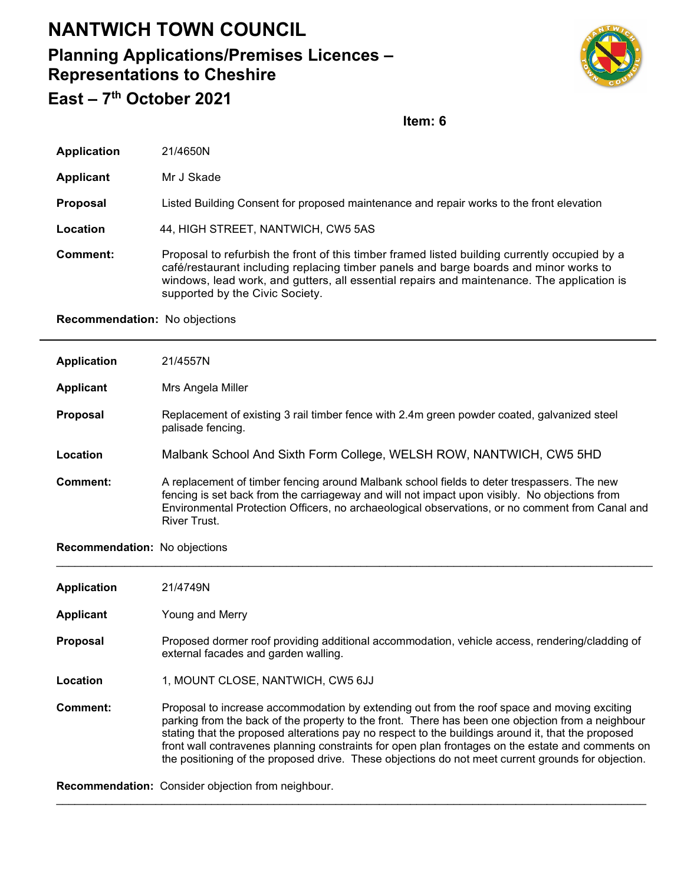# NANTWICH TOWN COUNCIL

## Planning Applications/Premises Licences – Representations to Cheshire East – 7th October 2021

**Item: 6**

**Application** 21/4650N

**Applicant** Mr J Skade

**Proposal** Listed Building Consent for proposed maintenance and repair works to the front elevation

**Location** 44, HIGH STREET, NANTWICH, CW5 5AS

**Comment:** Proposal to refurbish the front of this timber framed listed building currently occupied by a café/restaurant including replacing timber panels and barge boards and minor works to windows, lead work, and gutters, all essential repairs and maintenance. The application is supported by the Civic Society.

**Recommendation:** No objections

---

**Application** 21/4557N

**Applicant** Mrs Angela Miller

**Proposal** Replacement of existing 3 rail timber fence with 2.4m green powder coated, galvanized steel palisade fencing.

**Location** Malbank School And Sixth Form College, WELSH ROW, NANTWICH, CW5 5HD

**Comment:** A replacement of timber fencing around Malbank school fields to deter trespassers. The new fencing is set back from the carriageway and will not impact upon visibly. No objections from Environmental Protection Officers, no archaeological observations, or no comment from Canal and River Trust.

**Recommendation:** No objections

---

**Application** 21/4749N

**Applicant** Young and Merry

**Proposal** Proposed dormer roof providing additional accommodation, vehicle access, rendering/cladding of external facades and garden walling.

**Location** 1, MOUNT CLOSE, NANTWICH, CW5 6JJ

**Comment:** Proposal to increase accommodation by extending out from the roof space and moving exciting parking from the back of the property to the front. There has been one objection from a neighbour stating that the proposed alterations pay no respect to the buildings around it, that the proposed front wall contravenes planning constraints for open plan frontages on the estate and comments on the positioning of the proposed drive. These objections do not meet current grounds for objection.

**Recommendation:** Consider objection from neighbour.

---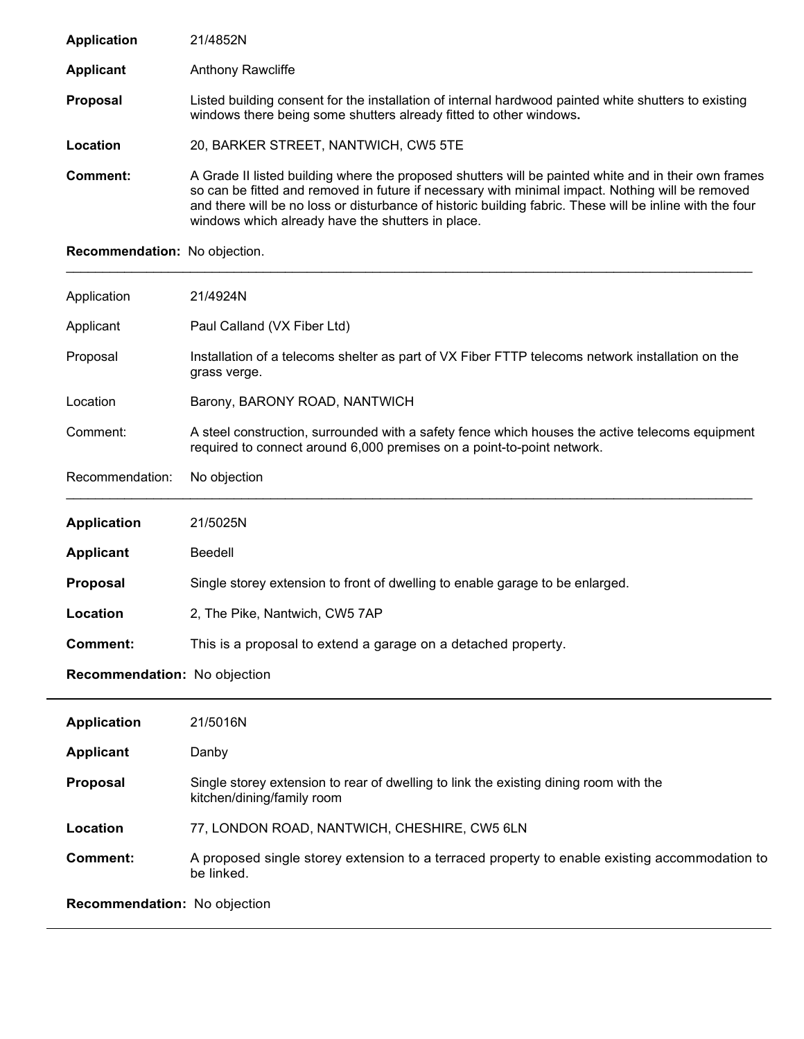**Application** 21/4852N

**Applicant** Anthony Rawcliffe

**Proposal** Listed building consent for the installation of internal hardwood painted white shutters to existing windows there being some shutters already fitted to other windows**.**

**Location** 20, BARKER STREET, NANTWICH, CW5 5TE

**Comment:** A Grade II listed building where the proposed shutters will be painted white and in their own frames so can be fitted and removed in future if necessary with minimal impact. Nothing will be removed and there will be no loss or disturbance of historic building fabric. These will be inline with the four windows which already have the shutters in place.

**Recommendation:** No objection.

---

Application 21/4924N

Applicant Paul Calland (VX Fiber Ltd)

Proposal Installation of a telecoms shelter as part of VX Fiber FTTP telecoms network installation on the grass verge.

Location Barony, BARONY ROAD, NANTWICH

Comment: A steel construction, surrounded with a safety fence which houses the active telecoms equipment required to connect around 6,000 premises on a point-to-point network.

Recommendation: No objection

---

**Application** 21/5025N

**Applicant** Beedell

**Proposal** Single storey extension to front of dwelling to enable garage to be enlarged.

**Location** 2, The Pike, Nantwich, CW5 7AP

**Comment:** This is a proposal to extend a garage on a detached property.

**Recommendation:** No objection

---

**Application** 21/5016N

**Applicant** Danby

**Proposal** Single storey extension to rear of dwelling to link the existing dining room with the kitchen/dining/family room

**Location** 77, LONDON ROAD, NANTWICH, CHESHIRE, CW5 6LN

**Comment:** A proposed single storey extension to a terraced property to enable existing accommodation to be linked.

**Recommendation:** No objection

---